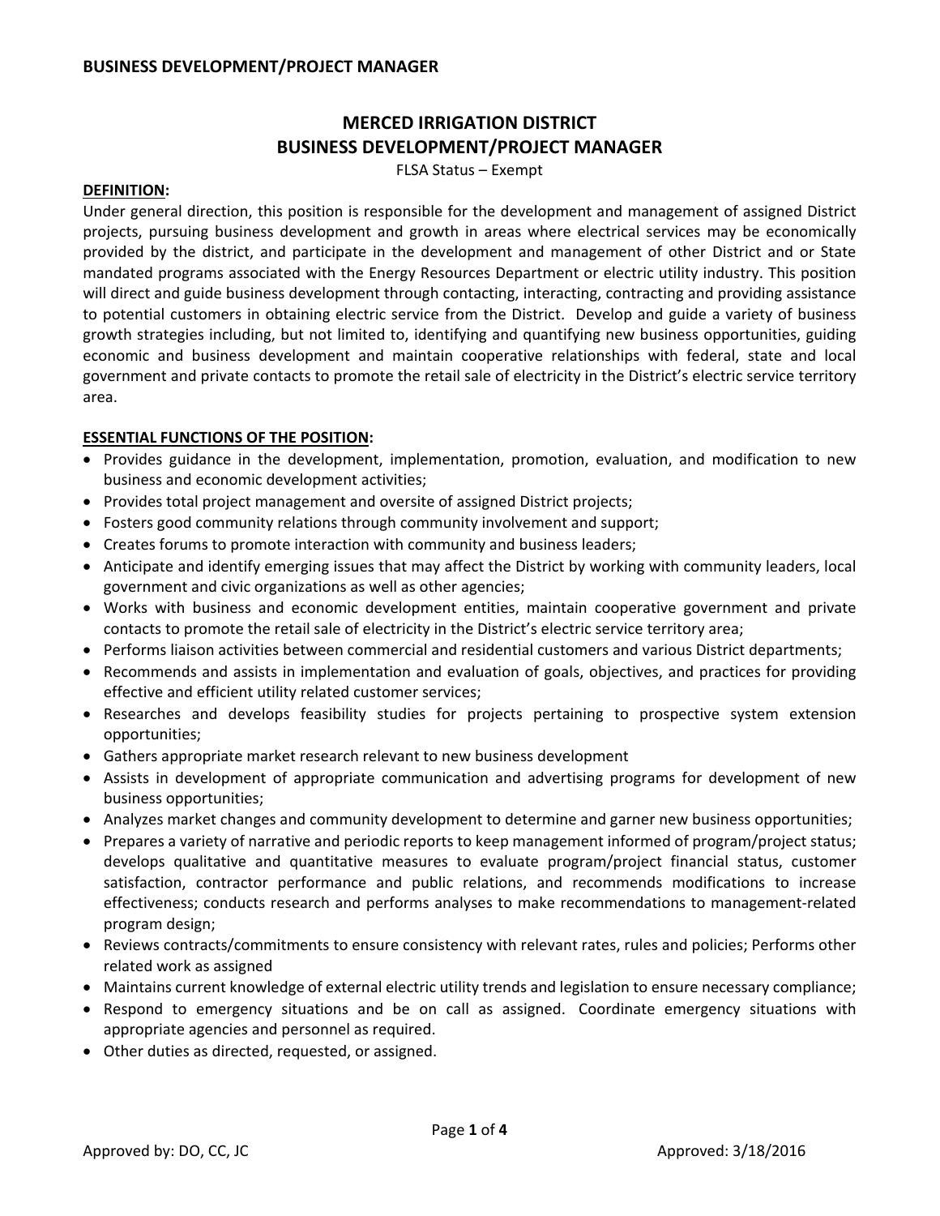# MERCED IRRIGATION DISTRICT
# BUSINESS DEVELOPMENT/PROJECT MANAGER

FLSA Status – Exempt

**DEFINITION:**

Under general direction, this position is responsible for the development and management of assigned District projects, pursuing business development and growth in areas where electrical services may be economically provided by the district, and participate in the development and management of other District and or State mandated programs associated with the Energy Resources Department or electric utility industry. This position will direct and guide business development through contacting, interacting, contracting and providing assistance to potential customers in obtaining electric service from the District. Develop and guide a variety of business growth strategies including, but not limited to, identifying and quantifying new business opportunities, guiding economic and business development and maintain cooperative relationships with federal, state and local government and private contacts to promote the retail sale of electricity in the District's electric service territory area.

**ESSENTIAL FUNCTIONS OF THE POSITION:**

- Provides guidance in the development, implementation, promotion, evaluation, and modification to new business and economic development activities;
- Provides total project management and oversite of assigned District projects;
- Fosters good community relations through community involvement and support;
- Creates forums to promote interaction with community and business leaders;
- Anticipate and identify emerging issues that may affect the District by working with community leaders, local government and civic organizations as well as other agencies;
- Works with business and economic development entities, maintain cooperative government and private contacts to promote the retail sale of electricity in the District's electric service territory area;
- Performs liaison activities between commercial and residential customers and various District departments;
- Recommends and assists in implementation and evaluation of goals, objectives, and practices for providing effective and efficient utility related customer services;
- Researches and develops feasibility studies for projects pertaining to prospective system extension opportunities;
- Gathers appropriate market research relevant to new business development
- Assists in development of appropriate communication and advertising programs for development of new business opportunities;
- Analyzes market changes and community development to determine and garner new business opportunities;
- Prepares a variety of narrative and periodic reports to keep management informed of program/project status; develops qualitative and quantitative measures to evaluate program/project financial status, customer satisfaction, contractor performance and public relations, and recommends modifications to increase effectiveness; conducts research and performs analyses to make recommendations to management-related program design;
- Reviews contracts/commitments to ensure consistency with relevant rates, rules and policies; Performs other related work as assigned
- Maintains current knowledge of external electric utility trends and legislation to ensure necessary compliance;
- Respond to emergency situations and be on call as assigned. Coordinate emergency situations with appropriate agencies and personnel as required.
- Other duties as directed, requested, or assigned.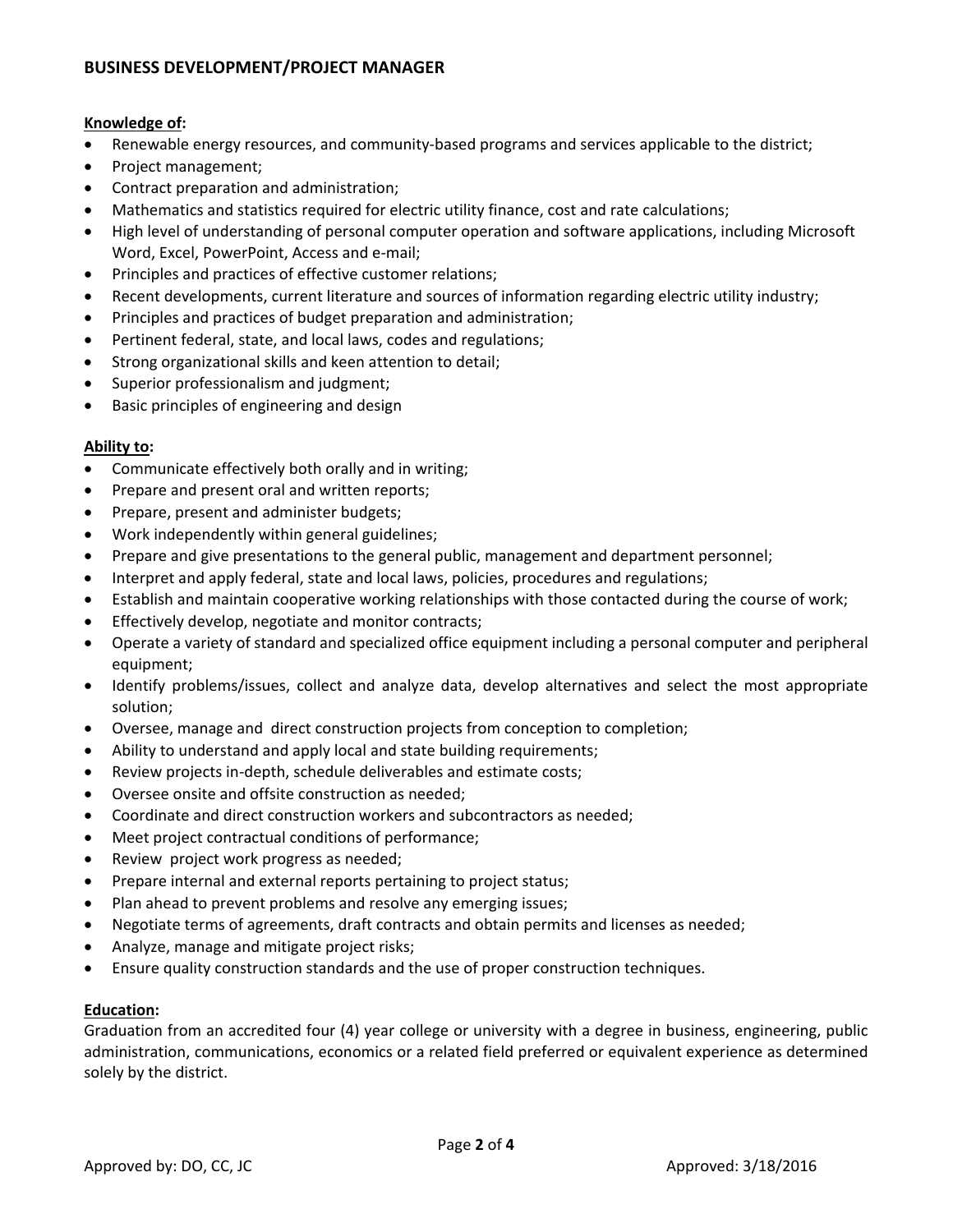## BUSINESS DEVELOPMENT/PROJECT MANAGER

**Knowledge of:**

- Renewable energy resources, and community-based programs and services applicable to the district;
- Project management;
- Contract preparation and administration;
- Mathematics and statistics required for electric utility finance, cost and rate calculations;
- High level of understanding of personal computer operation and software applications, including Microsoft Word, Excel, PowerPoint, Access and e-mail;
- Principles and practices of effective customer relations;
- Recent developments, current literature and sources of information regarding electric utility industry;
- Principles and practices of budget preparation and administration;
- Pertinent federal, state, and local laws, codes and regulations;
- Strong organizational skills and keen attention to detail;
- Superior professionalism and judgment;
- Basic principles of engineering and design

**Ability to:**

- Communicate effectively both orally and in writing;
- Prepare and present oral and written reports;
- Prepare, present and administer budgets;
- Work independently within general guidelines;
- Prepare and give presentations to the general public, management and department personnel;
- Interpret and apply federal, state and local laws, policies, procedures and regulations;
- Establish and maintain cooperative working relationships with those contacted during the course of work;
- Effectively develop, negotiate and monitor contracts;
- Operate a variety of standard and specialized office equipment including a personal computer and peripheral equipment;
- Identify problems/issues, collect and analyze data, develop alternatives and select the most appropriate solution;
- Oversee, manage and direct construction projects from conception to completion;
- Ability to understand and apply local and state building requirements;
- Review projects in-depth, schedule deliverables and estimate costs;
- Oversee onsite and offsite construction as needed;
- Coordinate and direct construction workers and subcontractors as needed;
- Meet project contractual conditions of performance;
- Review project work progress as needed;
- Prepare internal and external reports pertaining to project status;
- Plan ahead to prevent problems and resolve any emerging issues;
- Negotiate terms of agreements, draft contracts and obtain permits and licenses as needed;
- Analyze, manage and mitigate project risks;
- Ensure quality construction standards and the use of proper construction techniques.

**Education:**

Graduation from an accredited four (4) year college or university with a degree in business, engineering, public administration, communications, economics or a related field preferred or equivalent experience as determined solely by the district.

Approved by: DO, CC, JC

Approved: 3/18/2016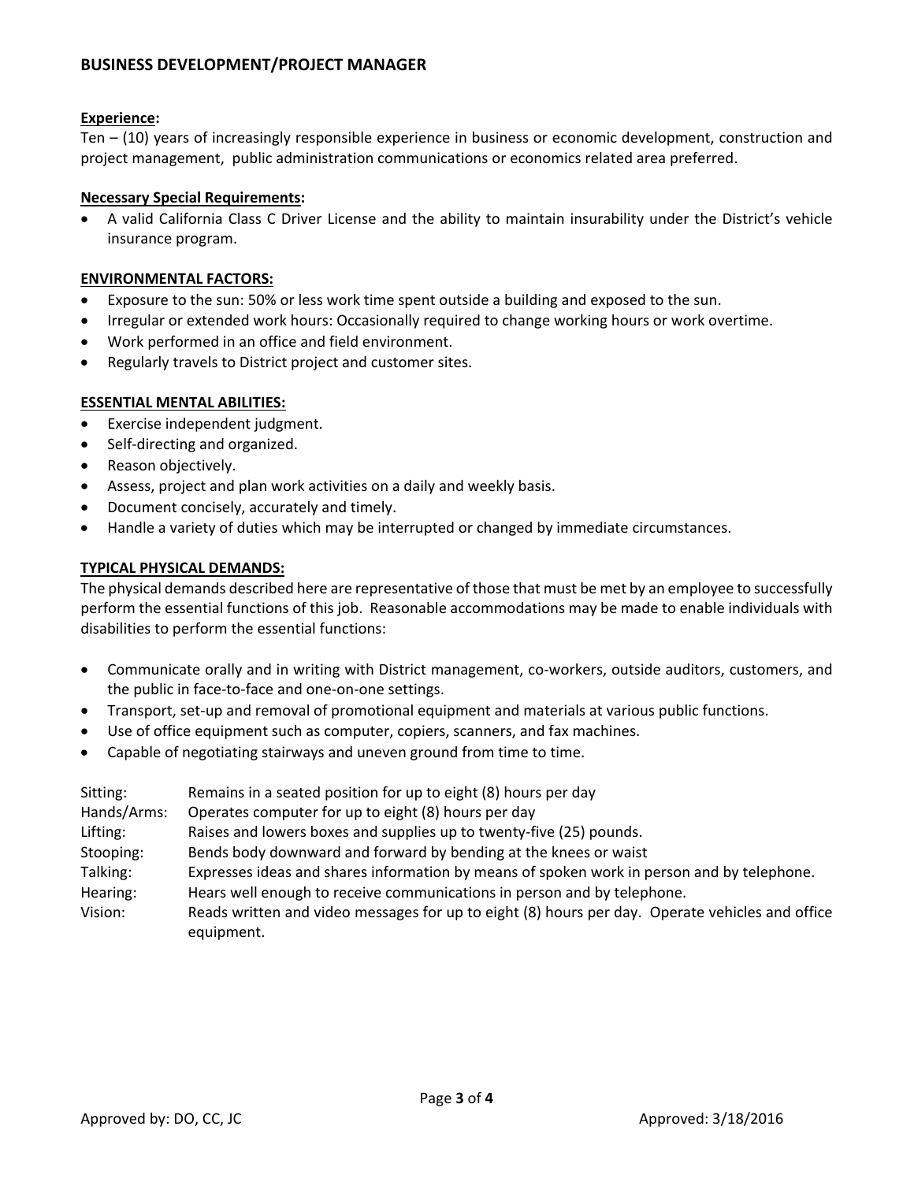## BUSINESS DEVELOPMENT/PROJECT MANAGER

**Experience:**

Ten – (10) years of increasingly responsible experience in business or economic development, construction and project management, public administration communications or economics related area preferred.

**Necessary Special Requirements:**

- A valid California Class C Driver License and the ability to maintain insurability under the District's vehicle insurance program.

**ENVIRONMENTAL FACTORS:**

- Exposure to the sun: 50% or less work time spent outside a building and exposed to the sun.
- Irregular or extended work hours: Occasionally required to change working hours or work overtime.
- Work performed in an office and field environment.
- Regularly travels to District project and customer sites.

**ESSENTIAL MENTAL ABILITIES:**

- Exercise independent judgment.
- Self-directing and organized.
- Reason objectively.
- Assess, project and plan work activities on a daily and weekly basis.
- Document concisely, accurately and timely.
- Handle a variety of duties which may be interrupted or changed by immediate circumstances.

**TYPICAL PHYSICAL DEMANDS:**

The physical demands described here are representative of those that must be met by an employee to successfully perform the essential functions of this job. Reasonable accommodations may be made to enable individuals with disabilities to perform the essential functions:

- Communicate orally and in writing with District management, co-workers, outside auditors, customers, and the public in face-to-face and one-on-one settings.
- Transport, set-up and removal of promotional equipment and materials at various public functions.
- Use of office equipment such as computer, copiers, scanners, and fax machines.
- Capable of negotiating stairways and uneven ground from time to time.

| | |
|---|---|
| Sitting: | Remains in a seated position for up to eight (8) hours per day |
| Hands/Arms: | Operates computer for up to eight (8) hours per day |
| Lifting: | Raises and lowers boxes and supplies up to twenty-five (25) pounds. |
| Stooping: | Bends body downward and forward by bending at the knees or waist |
| Talking: | Expresses ideas and shares information by means of spoken work in person and by telephone. |
| Hearing: | Hears well enough to receive communications in person and by telephone. |
| Vision: | Reads written and video messages for up to eight (8) hours per day. Operate vehicles and office equipment. |

Approved by: DO, CC, JC

Approved: 3/18/2016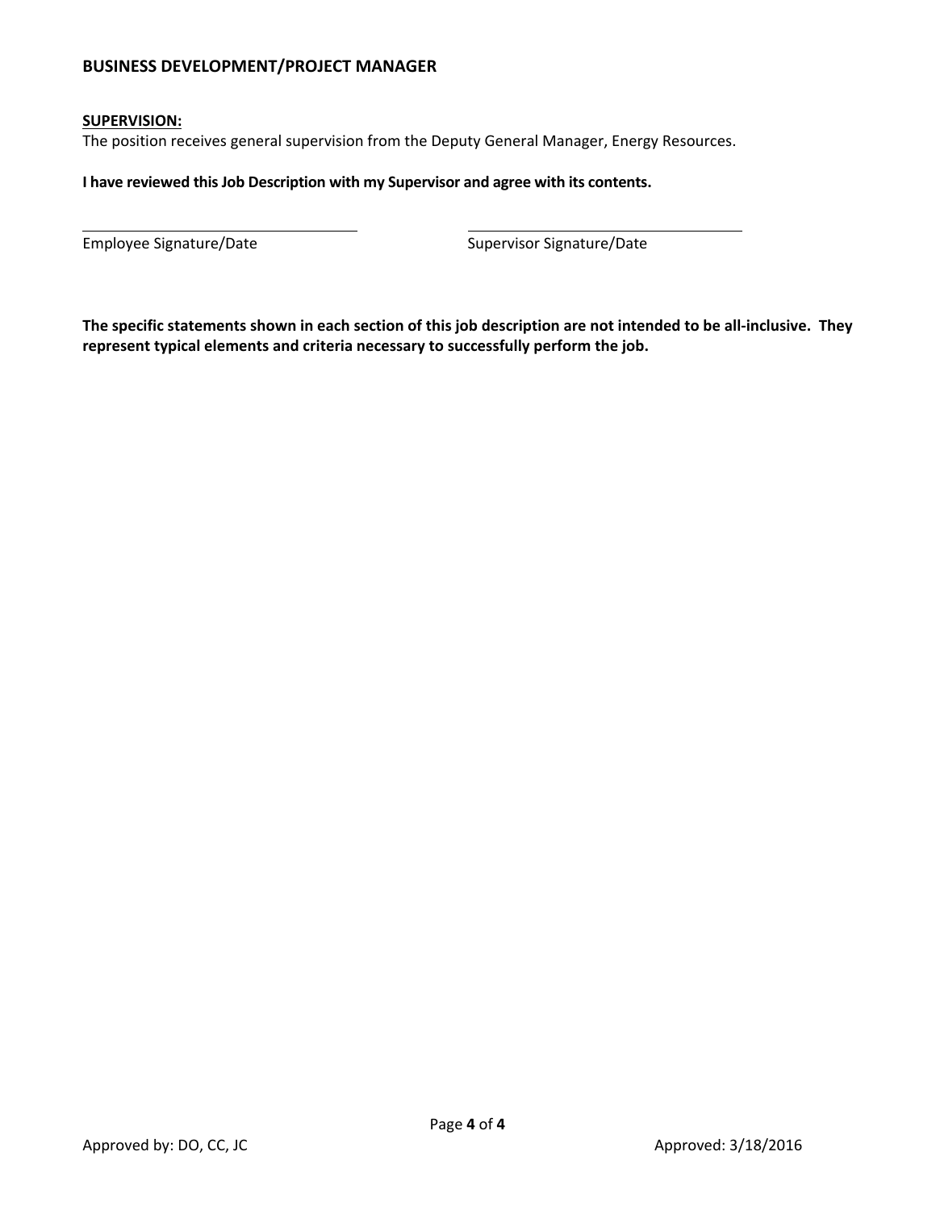**SUPERVISION:**

The position receives general supervision from the Deputy General Manager, Energy Resources.

**I have reviewed this Job Description with my Supervisor and agree with its contents.**

| | |
|---|---|
| Employee Signature/Date | Supervisor Signature/Date |

**The specific statements shown in each section of this job description are not intended to be all-inclusive. They represent typical elements and criteria necessary to successfully perform the job.**

Approved by: DO, CC, JC

Approved: 3/18/2016